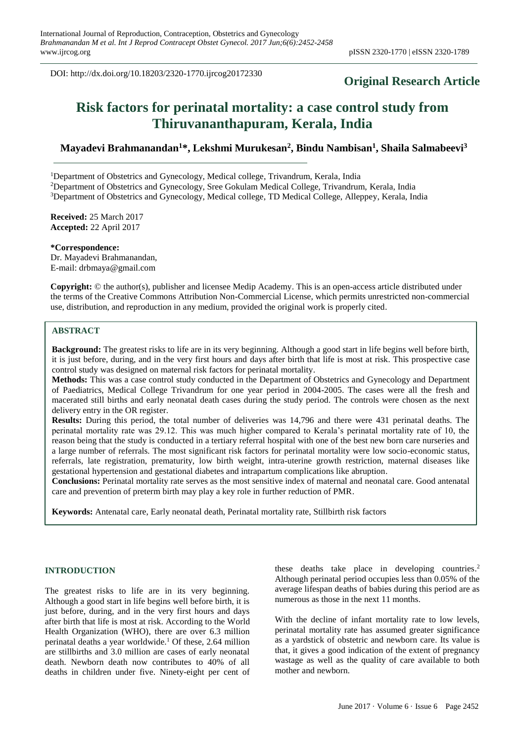DOI: http://dx.doi.org/10.18203/2320-1770.ijrcog20172330

**Original Research Article**

# Risk factors for perinatal mortality: a case control study from Thiruvananthapuram, Kerala, India

**Mayadevi Brahmanandan[1]*, Lekshmi Murukesan[2], Bindu Nambisan[1], Shaila Salmabeevi[3]**

[1]Department of Obstetrics and Gynecology, Medical college, Trivandrum, Kerala, India
[2]Department of Obstetrics and Gynecology, Sree Gokulam Medical College, Trivandrum, Kerala, India
[3]Department of Obstetrics and Gynecology, Medical college, TD Medical College, Alleppey, Kerala, India

**Received:** 25 March 2017
**Accepted:** 22 April 2017

**\*Correspondence:**
Dr. Mayadevi Brahmanandan,
E-mail: drbmaya@gmail.com

**Copyright:** © the author(s), publisher and licensee Medip Academy. This is an open-access article distributed under the terms of the Creative Commons Attribution Non-Commercial License, which permits unrestricted non-commercial use, distribution, and reproduction in any medium, provided the original work is properly cited.

## ABSTRACT

**Background:** The greatest risks to life are in its very beginning. Although a good start in life begins well before birth, it is just before, during, and in the very first hours and days after birth that life is most at risk. This prospective case control study was designed on maternal risk factors for perinatal mortality.

**Methods:** This was a case control study conducted in the Department of Obstetrics and Gynecology and Department of Paediatrics, Medical College Trivandrum for one year period in 2004-2005. The cases were all the fresh and macerated still births and early neonatal death cases during the study period. The controls were chosen as the next delivery entry in the OR register.

**Results:** During this period, the total number of deliveries was 14,796 and there were 431 perinatal deaths. The perinatal mortality rate was 29.12. This was much higher compared to Kerala's perinatal mortality rate of 10, the reason being that the study is conducted in a tertiary referral hospital with one of the best new born care nurseries and a large number of referrals. The most significant risk factors for perinatal mortality were low socio-economic status, referrals, late registration, prematurity, low birth weight, intra-uterine growth restriction, maternal diseases like gestational hypertension and gestational diabetes and intrapartum complications like abruption.

**Conclusions:** Perinatal mortality rate serves as the most sensitive index of maternal and neonatal care. Good antenatal care and prevention of preterm birth may play a key role in further reduction of PMR.

**Keywords:** Antenatal care, Early neonatal death, Perinatal mortality rate, Stillbirth risk factors

## INTRODUCTION

The greatest risks to life are in its very beginning. Although a good start in life begins well before birth, it is just before, during, and in the very first hours and days after birth that life is most at risk. According to the World Health Organization (WHO), there are over 6.3 million perinatal deaths a year worldwide.[1] Of these, 2.64 million are stillbirths and 3.0 million are cases of early neonatal death. Newborn death now contributes to 40% of all deaths in children under five. Ninety-eight per cent of these deaths take place in developing countries.[2] Although perinatal period occupies less than 0.05% of the average lifespan deaths of babies during this period are as numerous as those in the next 11 months.

With the decline of infant mortality rate to low levels, perinatal mortality rate has assumed greater significance as a yardstick of obstetric and newborn care. Its value is that, it gives a good indication of the extent of pregnancy wastage as well as the quality of care available to both mother and newborn.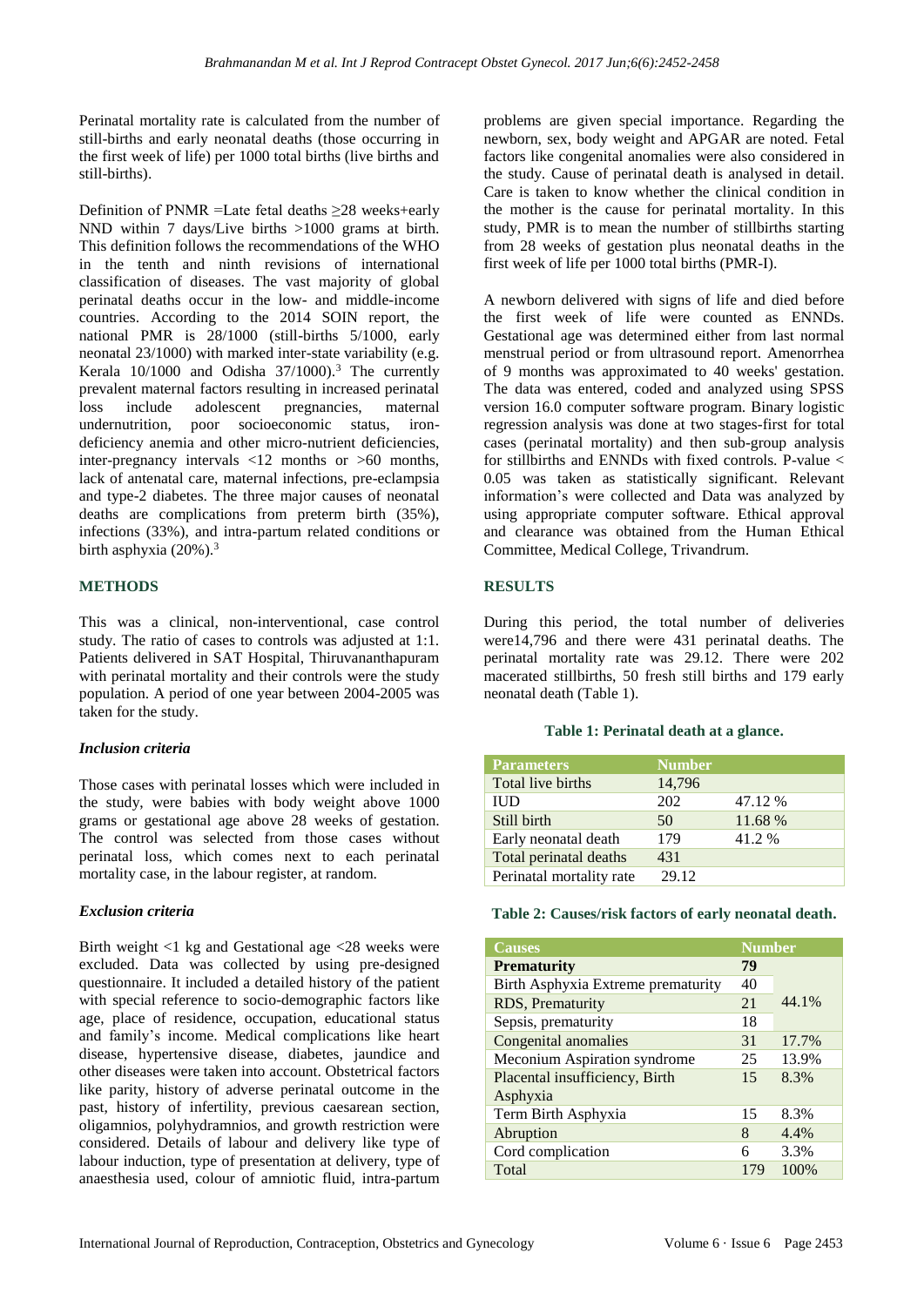Perinatal mortality rate is calculated from the number of still-births and early neonatal deaths (those occurring in the first week of life) per 1000 total births (live births and still-births).

Definition of PNMR =Late fetal deaths ≥28 weeks+early NND within 7 days/Live births >1000 grams at birth. This definition follows the recommendations of the WHO in the tenth and ninth revisions of international classification of diseases. The vast majority of global perinatal deaths occur in the low- and middle-income countries. According to the 2014 SOIN report, the national PMR is 28/1000 (still-births 5/1000, early neonatal 23/1000) with marked inter-state variability (e.g. Kerala 10/1000 and Odisha 37/1000).[3] The currently prevalent maternal factors resulting in increased perinatal loss include adolescent pregnancies, maternal undernutrition, poor socioeconomic status, iron-deficiency anemia and other micro-nutrient deficiencies, inter-pregnancy intervals <12 months or >60 months, lack of antenatal care, maternal infections, pre-eclampsia and type-2 diabetes. The three major causes of neonatal deaths are complications from preterm birth (35%), infections (33%), and intra-partum related conditions or birth asphyxia (20%).[3]

## METHODS

This was a clinical, non-interventional, case control study. The ratio of cases to controls was adjusted at 1:1. Patients delivered in SAT Hospital, Thiruvananthapuram with perinatal mortality and their controls were the study population. A period of one year between 2004-2005 was taken for the study.

### *Inclusion criteria*

Those cases with perinatal losses which were included in the study, were babies with body weight above 1000 grams or gestational age above 28 weeks of gestation. The control was selected from those cases without perinatal loss, which comes next to each perinatal mortality case, in the labour register, at random.

### *Exclusion criteria*

Birth weight <1 kg and Gestational age <28 weeks were excluded. Data was collected by using pre-designed questionnaire. It included a detailed history of the patient with special reference to socio-demographic factors like age, place of residence, occupation, educational status and family's income. Medical complications like heart disease, hypertensive disease, diabetes, jaundice and other diseases were taken into account. Obstetrical factors like parity, history of adverse perinatal outcome in the past, history of infertility, previous caesarean section, oligamnios, polyhydramnios, and growth restriction were considered. Details of labour and delivery like type of labour induction, type of presentation at delivery, type of anaesthesia used, colour of amniotic fluid, intra-partum problems are given special importance. Regarding the newborn, sex, body weight and APGAR are noted. Fetal factors like congenital anomalies were also considered in the study. Cause of perinatal death is analysed in detail. Care is taken to know whether the clinical condition in the mother is the cause for perinatal mortality. In this study, PMR is to mean the number of stillbirths starting from 28 weeks of gestation plus neonatal deaths in the first week of life per 1000 total births (PMR-I).

A newborn delivered with signs of life and died before the first week of life were counted as ENNDs. Gestational age was determined either from last normal menstrual period or from ultrasound report. Amenorrhea of 9 months was approximated to 40 weeks' gestation. The data was entered, coded and analyzed using SPSS version 16.0 computer software program. Binary logistic regression analysis was done at two stages-first for total cases (perinatal mortality) and then sub-group analysis for stillbirths and ENNDs with fixed controls. P-value < 0.05 was taken as statistically significant. Relevant information's were collected and Data was analyzed by using appropriate computer software. Ethical approval and clearance was obtained from the Human Ethical Committee, Medical College, Trivandrum.

## RESULTS

During this period, the total number of deliveries were14,796 and there were 431 perinatal deaths. The perinatal mortality rate was 29.12. There were 202 macerated stillbirths, 50 fresh still births and 179 early neonatal death (Table 1).

**Table 1: Perinatal death at a glance.**

| Parameters | Number | |
|---|---|---|
| Total live births | 14,796 | |
| IUD | 202 | 47.12 % |
| Still birth | 50 | 11.68 % |
| Early neonatal death | 179 | 41.2 % |
| Total perinatal deaths | 431 | |
| Perinatal mortality rate | 29.12 | |

**Table 2: Causes/risk factors of early neonatal death.**

| Causes | Number | |
|---|---|---|
| **Prematurity** | **79** | 44.1% |
| Birth Asphyxia Extreme prematurity | 40 | |
| RDS, Prematurity | 21 | |
| Sepsis, prematurity | 18 | |
| Congenital anomalies | 31 | 17.7% |
| Meconium Aspiration syndrome | 25 | 13.9% |
| Placental insufficiency, Birth Asphyxia | 15 | 8.3% |
| Term Birth Asphyxia | 15 | 8.3% |
| Abruption | 8 | 4.4% |
| Cord complication | 6 | 3.3% |
| Total | 179 | 100% |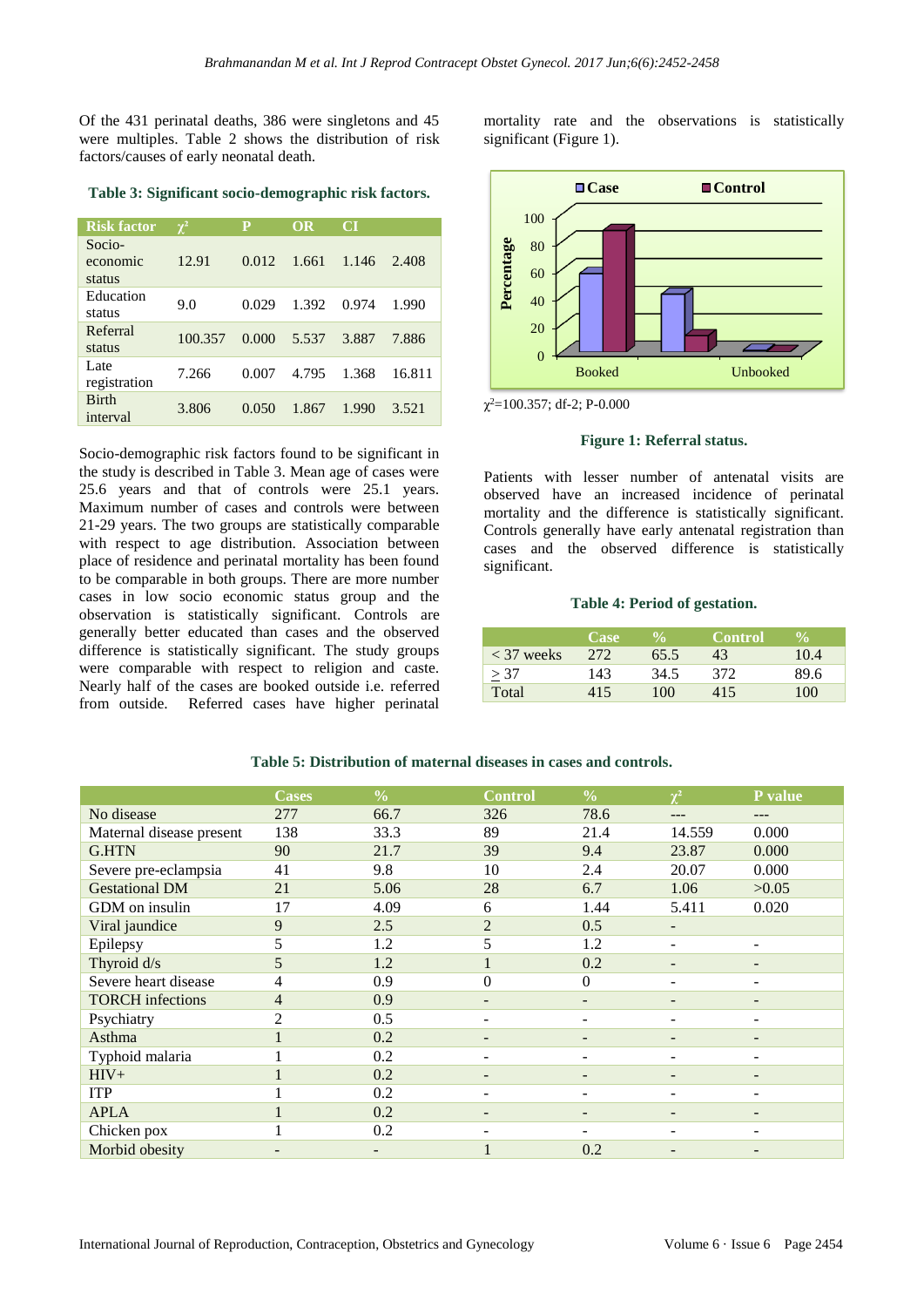Of the 431 perinatal deaths, 386 were singletons and 45 were multiples. Table 2 shows the distribution of risk factors/causes of early neonatal death.

**Table 3: Significant socio-demographic risk factors.**

| Risk factor | $\chi^2$ | P | OR | CI | |
|---|---|---|---|---|---|
| Socio-economic status | 12.91 | 0.012 | 1.661 | 1.146 | 2.408 |
| Education status | 9.0 | 0.029 | 1.392 | 0.974 | 1.990 |
| Referral status | 100.357 | 0.000 | 5.537 | 3.887 | 7.886 |
| Late registration | 7.266 | 0.007 | 4.795 | 1.368 | 16.811 |
| Birth interval | 3.806 | 0.050 | 1.867 | 1.990 | 3.521 |

Socio-demographic risk factors found to be significant in the study is described in Table 3. Mean age of cases were 25.6 years and that of controls were 25.1 years. Maximum number of cases and controls were between 21-29 years. The two groups are statistically comparable with respect to age distribution. Association between place of residence and perinatal mortality has been found to be comparable in both groups. There are more number cases in low socio economic status group and the observation is statistically significant. Controls are generally better educated than cases and the observed difference is statistically significant. The study groups were comparable with respect to religion and caste. Nearly half of the cases are booked outside i.e. referred from outside. Referred cases have higher perinatal mortality rate and the observations is statistically significant (Figure 1).

$\chi^2$=100.357; df-2; P-0.000

**Figure 1: Referral status.**

Patients with lesser number of antenatal visits are observed have an increased incidence of perinatal mortality and the difference is statistically significant. Controls generally have early antenatal registration than cases and the observed difference is statistically significant.

**Table 4: Period of gestation.**

| | Case | % | Control | % |
|---|---|---|---|---|
| < 37 weeks | 272 | 65.5 | 43 | 10.4 |
| ≥ 37 | 143 | 34.5 | 372 | 89.6 |
| Total | 415 | 100 | 415 | 100 |

**Table 5: Distribution of maternal diseases in cases and controls.**

| | Cases | % | Control | % | $\chi^2$ | P value |
|---|---|---|---|---|---|---|
| No disease | 277 | 66.7 | 326 | 78.6 | --- | --- |
| Maternal disease present | 138 | 33.3 | 89 | 21.4 | 14.559 | 0.000 |
| G.HTN | 90 | 21.7 | 39 | 9.4 | 23.87 | 0.000 |
| Severe pre-eclampsia | 41 | 9.8 | 10 | 2.4 | 20.07 | 0.000 |
| Gestational DM | 21 | 5.06 | 28 | 6.7 | 1.06 | >0.05 |
| GDM on insulin | 17 | 4.09 | 6 | 1.44 | 5.411 | 0.020 |
| Viral jaundice | 9 | 2.5 | 2 | 0.5 | - | |
| Epilepsy | 5 | 1.2 | 5 | 1.2 | - | - |
| Thyroid d/s | 5 | 1.2 | 1 | 0.2 | - | - |
| Severe heart disease | 4 | 0.9 | 0 | 0 | - | - |
| TORCH infections | 4 | 0.9 | - | - | - | - |
| Psychiatry | 2 | 0.5 | - | - | - | - |
| Asthma | 1 | 0.2 | - | - | - | - |
| Typhoid malaria | 1 | 0.2 | - | - | - | - |
| HIV+ | 1 | 0.2 | - | - | - | - |
| ITP | 1 | 0.2 | - | - | - | - |
| APLA | 1 | 0.2 | - | - | - | - |
| Chicken pox | 1 | 0.2 | - | - | - | - |
| Morbid obesity | - | - | 1 | 0.2 | - | - |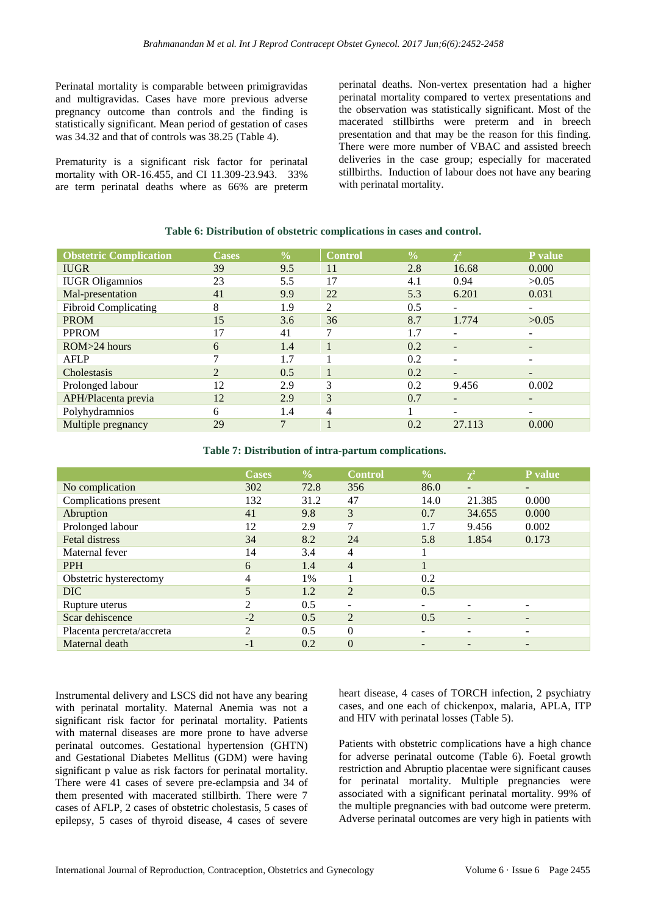Perinatal mortality is comparable between primigravidas and multigravidas. Cases have more previous adverse pregnancy outcome than controls and the finding is statistically significant. Mean period of gestation of cases was 34.32 and that of controls was 38.25 (Table 4).

Prematurity is a significant risk factor for perinatal mortality with OR-16.455, and CI 11.309-23.943. 33% are term perinatal deaths where as 66% are preterm perinatal deaths. Non-vertex presentation had a higher perinatal mortality compared to vertex presentations and the observation was statistically significant. Most of the macerated stillbirths were preterm and in breech presentation and that may be the reason for this finding. There were more number of VBAC and assisted breech deliveries in the case group; especially for macerated stillbirths. Induction of labour does not have any bearing with perinatal mortality.

**Table 6: Distribution of obstetric complications in cases and control.**

| Obstetric Complication | Cases | % | Control | % | $\chi^2$ | P value |
|---|---|---|---|---|---|---|
| IUGR | 39 | 9.5 | 11 | 2.8 | 16.68 | 0.000 |
| IUGR Oligamnios | 23 | 5.5 | 17 | 4.1 | 0.94 | >0.05 |
| Mal-presentation | 41 | 9.9 | 22 | 5.3 | 6.201 | 0.031 |
| Fibroid Complicating | 8 | 1.9 | 2 | 0.5 | - | - |
| PROM | 15 | 3.6 | 36 | 8.7 | 1.774 | >0.05 |
| PPROM | 17 | 41 | 7 | 1.7 | - | - |
| ROM>24 hours | 6 | 1.4 | 1 | 0.2 | - | - |
| AFLP | 7 | 1.7 | 1 | 0.2 | - | - |
| Cholestasis | 2 | 0.5 | 1 | 0.2 | - | - |
| Prolonged labour | 12 | 2.9 | 3 | 0.2 | 9.456 | 0.002 |
| APH/Placenta previa | 12 | 2.9 | 3 | 0.7 | - | - |
| Polyhydramnios | 6 | 1.4 | 4 | 1 | - | - |
| Multiple pregnancy | 29 | 7 | 1 | 0.2 | 27.113 | 0.000 |

**Table 7: Distribution of intra-partum complications.**

| | Cases | % | Control | % | $\chi^2$ | P value |
|---|---|---|---|---|---|---|
| No complication | 302 | 72.8 | 356 | 86.0 | - | - |
| Complications present | 132 | 31.2 | 47 | 14.0 | 21.385 | 0.000 |
| Abruption | 41 | 9.8 | 3 | 0.7 | 34.655 | 0.000 |
| Prolonged labour | 12 | 2.9 | 7 | 1.7 | 9.456 | 0.002 |
| Fetal distress | 34 | 8.2 | 24 | 5.8 | 1.854 | 0.173 |
| Maternal fever | 14 | 3.4 | 4 | 1 | | |
| PPH | 6 | 1.4 | 4 | 1 | | |
| Obstetric hysterectomy | 4 | 1% | 1 | 0.2 | | |
| DIC | 5 | 1.2 | 2 | 0.5 | | |
| Rupture uterus | 2 | 0.5 | - | - | - | - |
| Scar dehiscence | -2 | 0.5 | 2 | 0.5 | - | - |
| Placenta percreta/accreta | 2 | 0.5 | 0 | - | - | - |
| Maternal death | -1 | 0.2 | 0 | - | - | - |

Instrumental delivery and LSCS did not have any bearing with perinatal mortality. Maternal Anemia was not a significant risk factor for perinatal mortality. Patients with maternal diseases are more prone to have adverse perinatal outcomes. Gestational hypertension (GHTN) and Gestational Diabetes Mellitus (GDM) were having significant p value as risk factors for perinatal mortality. There were 41 cases of severe pre-eclampsia and 34 of them presented with macerated stillbirth. There were 7 cases of AFLP, 2 cases of obstetric cholestasis, 5 cases of epilepsy, 5 cases of thyroid disease, 4 cases of severe heart disease, 4 cases of TORCH infection, 2 psychiatry cases, and one each of chickenpox, malaria, APLA, ITP and HIV with perinatal losses (Table 5).

Patients with obstetric complications have a high chance for adverse perinatal outcome (Table 6). Foetal growth restriction and Abruptio placentae were significant causes for perinatal mortality. Multiple pregnancies were associated with a significant perinatal mortality. 99% of the multiple pregnancies with bad outcome were preterm. Adverse perinatal outcomes are very high in patients with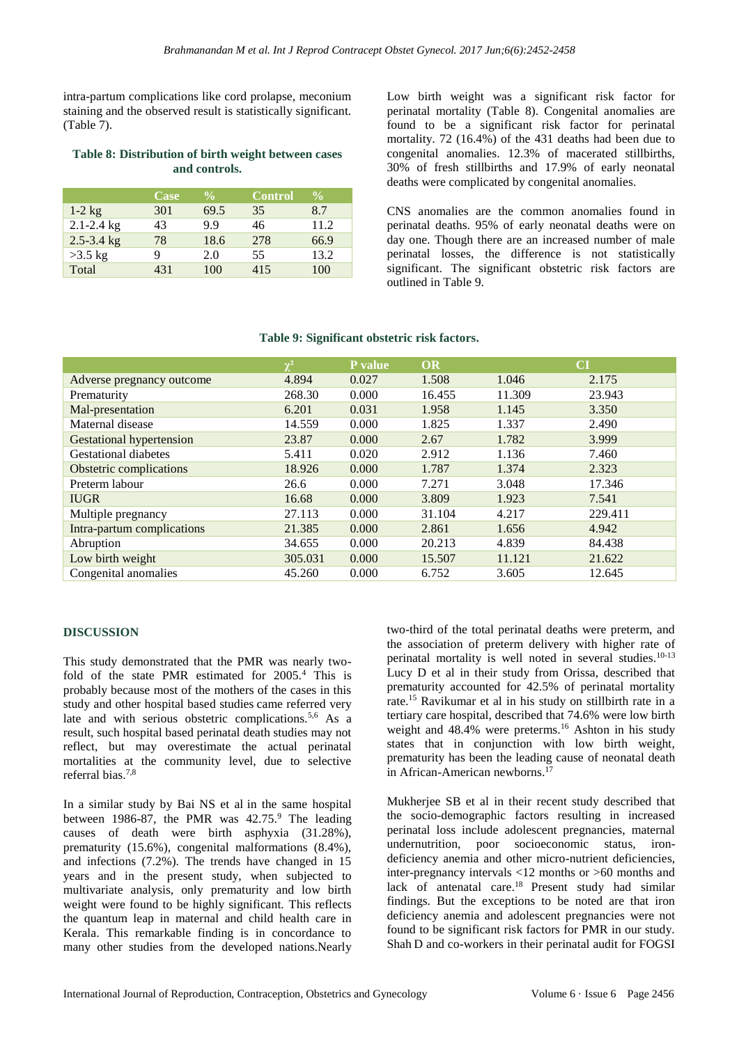intra-partum complications like cord prolapse, meconium staining and the observed result is statistically significant. (Table 7).

**Table 8: Distribution of birth weight between cases and controls.**

| | Case | % | Control | % |
|---|---|---|---|---|
| 1-2 kg | 301 | 69.5 | 35 | 8.7 |
| 2.1-2.4 kg | 43 | 9.9 | 46 | 11.2 |
| 2.5-3.4 kg | 78 | 18.6 | 278 | 66.9 |
| >3.5 kg | 9 | 2.0 | 55 | 13.2 |
| Total | 431 | 100 | 415 | 100 |

Low birth weight was a significant risk factor for perinatal mortality (Table 8). Congenital anomalies are found to be a significant risk factor for perinatal mortality. 72 (16.4%) of the 431 deaths had been due to congenital anomalies. 12.3% of macerated stillbirths, 30% of fresh stillbirths and 17.9% of early neonatal deaths were complicated by congenital anomalies.

CNS anomalies are the common anomalies found in perinatal deaths. 95% of early neonatal deaths were on day one. Though there are an increased number of male perinatal losses, the difference is not statistically significant. The significant obstetric risk factors are outlined in Table 9.

**Table 9: Significant obstetric risk factors.**

| | $\chi^2$ | P value | OR | CI | |
|---|---|---|---|---|---|
| Adverse pregnancy outcome | 4.894 | 0.027 | 1.508 | 1.046 | 2.175 |
| Prematurity | 268.30 | 0.000 | 16.455 | 11.309 | 23.943 |
| Mal-presentation | 6.201 | 0.031 | 1.958 | 1.145 | 3.350 |
| Maternal disease | 14.559 | 0.000 | 1.825 | 1.337 | 2.490 |
| Gestational hypertension | 23.87 | 0.000 | 2.67 | 1.782 | 3.999 |
| Gestational diabetes | 5.411 | 0.020 | 2.912 | 1.136 | 7.460 |
| Obstetric complications | 18.926 | 0.000 | 1.787 | 1.374 | 2.323 |
| Preterm labour | 26.6 | 0.000 | 7.271 | 3.048 | 17.346 |
| IUGR | 16.68 | 0.000 | 3.809 | 1.923 | 7.541 |
| Multiple pregnancy | 27.113 | 0.000 | 31.104 | 4.217 | 229.411 |
| Intra-partum complications | 21.385 | 0.000 | 2.861 | 1.656 | 4.942 |
| Abruption | 34.655 | 0.000 | 20.213 | 4.839 | 84.438 |
| Low birth weight | 305.031 | 0.000 | 15.507 | 11.121 | 21.622 |
| Congenital anomalies | 45.260 | 0.000 | 6.752 | 3.605 | 12.645 |

## DISCUSSION

This study demonstrated that the PMR was nearly two-fold of the state PMR estimated for 2005.[4] This is probably because most of the mothers of the cases in this study and other hospital based studies came referred very late and with serious obstetric complications.[5,6] As a result, such hospital based perinatal death studies may not reflect, but may overestimate the actual perinatal mortalities at the community level, due to selective referral bias.[7,8]

In a similar study by Bai NS et al in the same hospital between 1986-87, the PMR was 42.75.[9] The leading causes of death were birth asphyxia (31.28%), prematurity (15.6%), congenital malformations (8.4%), and infections (7.2%). The trends have changed in 15 years and in the present study, when subjected to multivariate analysis, only prematurity and low birth weight were found to be highly significant. This reflects the quantum leap in maternal and child health care in Kerala. This remarkable finding is in concordance to many other studies from the developed nations.Nearly two-third of the total perinatal deaths were preterm, and the association of preterm delivery with higher rate of perinatal mortality is well noted in several studies.[10-13] Lucy D et al in their study from Orissa, described that prematurity accounted for 42.5% of perinatal mortality rate.[15] Ravikumar et al in his study on stillbirth rate in a tertiary care hospital, described that 74.6% were low birth weight and 48.4% were preterms.[16] Ashton in his study states that in conjunction with low birth weight, prematurity has been the leading cause of neonatal death in African-American newborns.[17]

Mukherjee SB et al in their recent study described that the socio-demographic factors resulting in increased perinatal loss include adolescent pregnancies, maternal undernutrition, poor socioeconomic status, iron-deficiency anemia and other micro-nutrient deficiencies, inter-pregnancy intervals <12 months or >60 months and lack of antenatal care.[18] Present study had similar findings. But the exceptions to be noted are that iron deficiency anemia and adolescent pregnancies were not found to be significant risk factors for PMR in our study. Shah D and co-workers in their perinatal audit for FOGSI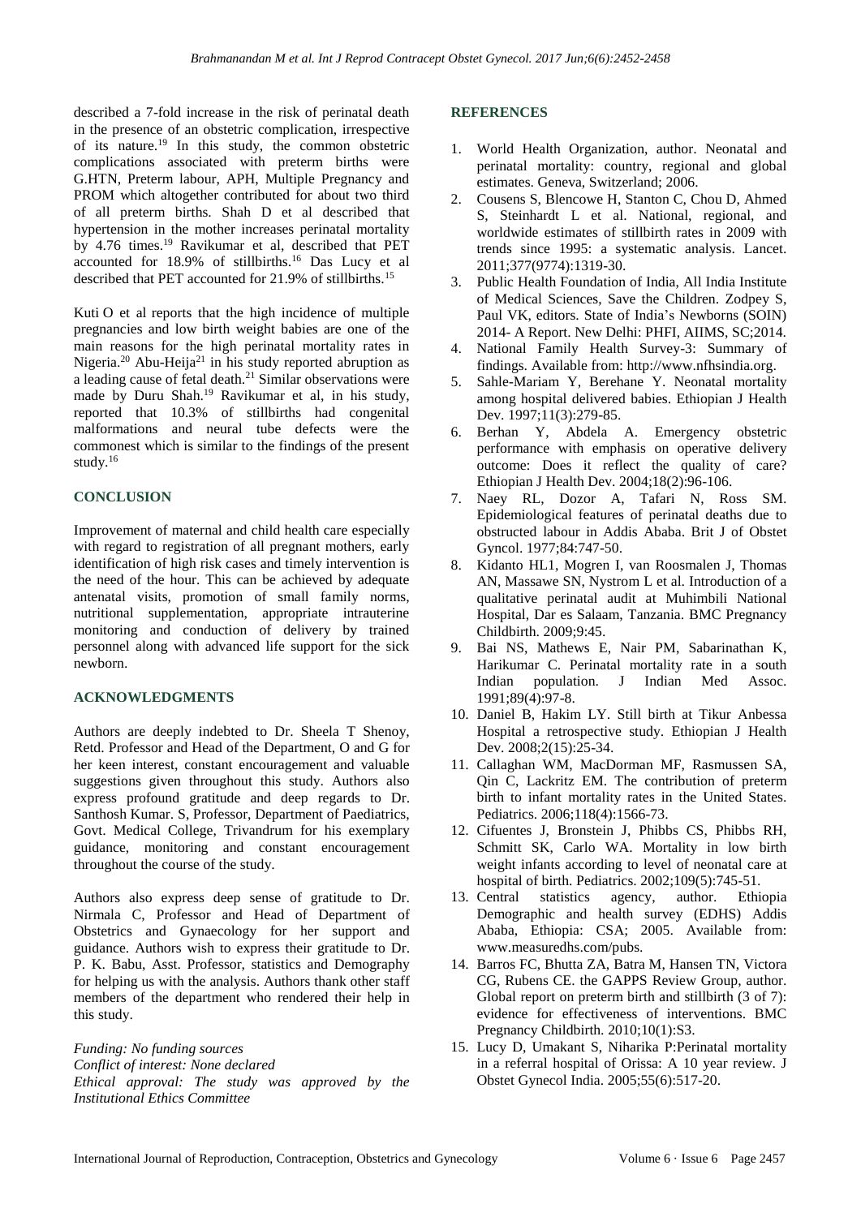described a 7-fold increase in the risk of perinatal death in the presence of an obstetric complication, irrespective of its nature.[19] In this study, the common obstetric complications associated with preterm births were G.HTN, Preterm labour, APH, Multiple Pregnancy and PROM which altogether contributed for about two third of all preterm births. Shah D et al described that hypertension in the mother increases perinatal mortality by 4.76 times.[19] Ravikumar et al, described that PET accounted for 18.9% of stillbirths.[16] Das Lucy et al described that PET accounted for 21.9% of stillbirths.[15]

Kuti O et al reports that the high incidence of multiple pregnancies and low birth weight babies are one of the main reasons for the high perinatal mortality rates in Nigeria.[20] Abu-Heija[21] in his study reported abruption as a leading cause of fetal death.[21] Similar observations were made by Duru Shah.[19] Ravikumar et al, in his study, reported that 10.3% of stillbirths had congenital malformations and neural tube defects were the commonest which is similar to the findings of the present study.[16]

## CONCLUSION

Improvement of maternal and child health care especially with regard to registration of all pregnant mothers, early identification of high risk cases and timely intervention is the need of the hour. This can be achieved by adequate antenatal visits, promotion of small family norms, nutritional supplementation, appropriate intrauterine monitoring and conduction of delivery by trained personnel along with advanced life support for the sick newborn.

## ACKNOWLEDGMENTS

Authors are deeply indebted to Dr. Sheela T Shenoy, Retd. Professor and Head of the Department, O and G for her keen interest, constant encouragement and valuable suggestions given throughout this study. Authors also express profound gratitude and deep regards to Dr. Santhosh Kumar. S, Professor, Department of Paediatrics, Govt. Medical College, Trivandrum for his exemplary guidance, monitoring and constant encouragement throughout the course of the study.

Authors also express deep sense of gratitude to Dr. Nirmala C, Professor and Head of Department of Obstetrics and Gynaecology for her support and guidance. Authors wish to express their gratitude to Dr. P. K. Babu, Asst. Professor, statistics and Demography for helping us with the analysis. Authors thank other staff members of the department who rendered their help in this study.

*Funding: No funding sources*
*Conflict of interest: None declared*
*Ethical approval: The study was approved by the Institutional Ethics Committee*

## REFERENCES

1. World Health Organization, author. Neonatal and perinatal mortality: country, regional and global estimates. Geneva, Switzerland; 2006.
2. Cousens S, Blencowe H, Stanton C, Chou D, Ahmed S, Steinhardt L et al. National, regional, and worldwide estimates of stillbirth rates in 2009 with trends since 1995: a systematic analysis. Lancet. 2011;377(9774):1319-30.
3. Public Health Foundation of India, All India Institute of Medical Sciences, Save the Children. Zodpey S, Paul VK, editors. State of India's Newborns (SOIN) 2014- A Report. New Delhi: PHFI, AIIMS, SC;2014.
4. National Family Health Survey-3: Summary of findings. Available from: http://www.nfhsindia.org.
5. Sahle-Mariam Y, Berehane Y. Neonatal mortality among hospital delivered babies. Ethiopian J Health Dev. 1997;11(3):279-85.
6. Berhan Y, Abdela A. Emergency obstetric performance with emphasis on operative delivery outcome: Does it reflect the quality of care? Ethiopian J Health Dev. 2004;18(2):96-106.
7. Naey RL, Dozor A, Tafari N, Ross SM. Epidemiological features of perinatal deaths due to obstructed labour in Addis Ababa. Brit J of Obstet Gyncol. 1977;84:747-50.
8. Kidanto HL1, Mogren I, van Roosmalen J, Thomas AN, Massawe SN, Nystrom L et al. Introduction of a qualitative perinatal audit at Muhimbili National Hospital, Dar es Salaam, Tanzania. BMC Pregnancy Childbirth. 2009;9:45.
9. Bai NS, Mathews E, Nair PM, Sabarinathan K, Harikumar C. Perinatal mortality rate in a south Indian population. J Indian Med Assoc. 1991;89(4):97-8.
10. Daniel B, Hakim LY. Still birth at Tikur Anbessa Hospital a retrospective study. Ethiopian J Health Dev. 2008;2(15):25-34.
11. Callaghan WM, MacDorman MF, Rasmussen SA, Qin C, Lackritz EM. The contribution of preterm birth to infant mortality rates in the United States. Pediatrics. 2006;118(4):1566-73.
12. Cifuentes J, Bronstein J, Phibbs CS, Phibbs RH, Schmitt SK, Carlo WA. Mortality in low birth weight infants according to level of neonatal care at hospital of birth. Pediatrics. 2002;109(5):745-51.
13. Central statistics agency, author. Ethiopia Demographic and health survey (EDHS) Addis Ababa, Ethiopia: CSA; 2005. Available from: www.measuredhs.com/pubs.
14. Barros FC, Bhutta ZA, Batra M, Hansen TN, Victora CG, Rubens CE. the GAPPS Review Group, author. Global report on preterm birth and stillbirth (3 of 7): evidence for effectiveness of interventions. BMC Pregnancy Childbirth. 2010;10(1):S3.
15. Lucy D, Umakant S, Niharika P:Perinatal mortality in a referral hospital of Orissa: A 10 year review. J Obstet Gynecol India. 2005;55(6):517-20.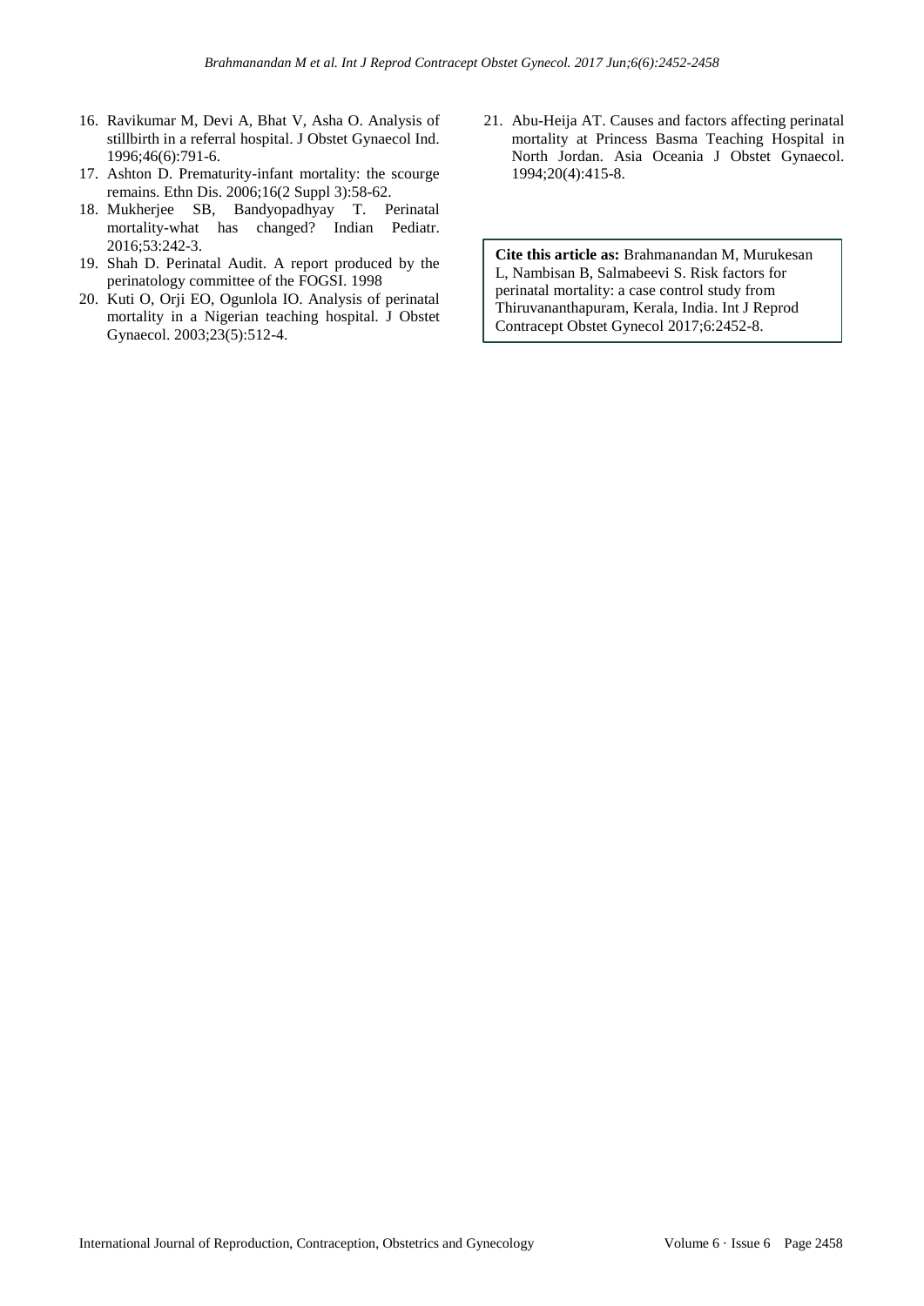16. Ravikumar M, Devi A, Bhat V, Asha O. Analysis of stillbirth in a referral hospital. J Obstet Gynaecol Ind. 1996;46(6):791-6.
17. Ashton D. Prematurity-infant mortality: the scourge remains. Ethn Dis. 2006;16(2 Suppl 3):58-62.
18. Mukherjee SB, Bandyopadhyay T. Perinatal mortality-what has changed? Indian Pediatr. 2016;53:242-3.
19. Shah D. Perinatal Audit. A report produced by the perinatology committee of the FOGSI. 1998
20. Kuti O, Orji EO, Ogunlola IO. Analysis of perinatal mortality in a Nigerian teaching hospital. J Obstet Gynaecol. 2003;23(5):512-4.
21. Abu-Heija AT. Causes and factors affecting perinatal mortality at Princess Basma Teaching Hospital in North Jordan. Asia Oceania J Obstet Gynaecol. 1994;20(4):415-8.

**Cite this article as:** Brahmanandan M, Murukesan L, Nambisan B, Salmabeevi S. Risk factors for perinatal mortality: a case control study from Thiruvananthapuram, Kerala, India. Int J Reprod Contracept Obstet Gynecol 2017;6:2452-8.